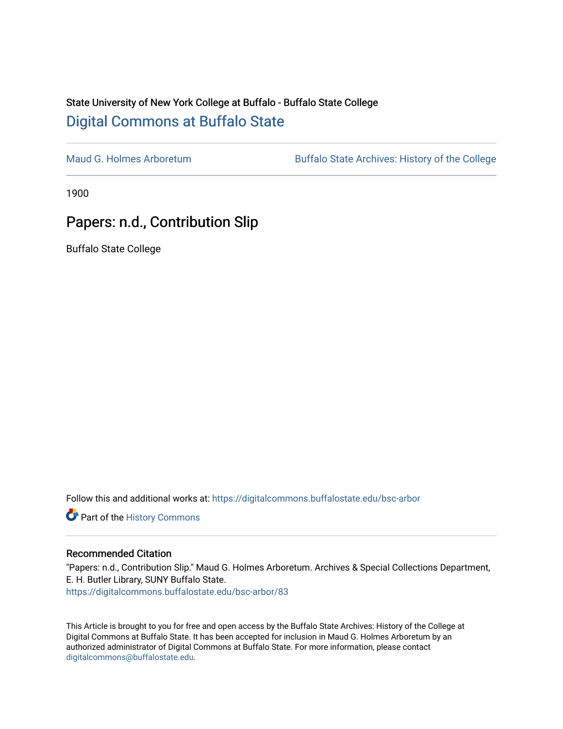State University of New York College at Buffalo - Buffalo State College

# Digital Commons at Buffalo State

Maud G. Holmes Arboretum | Buffalo State Archives: History of the College

1900

## Papers: n.d., Contribution Slip

Buffalo State College

Follow this and additional works at: https://digitalcommons.buffalostate.edu/bsc-arbor

Part of the History Commons

### Recommended Citation

"Papers: n.d., Contribution Slip." Maud G. Holmes Arboretum. Archives & Special Collections Department, E. H. Butler Library, SUNY Buffalo State.
https://digitalcommons.buffalostate.edu/bsc-arbor/83

This Article is brought to you for free and open access by the Buffalo State Archives: History of the College at Digital Commons at Buffalo State. It has been accepted for inclusion in Maud G. Holmes Arboretum by an authorized administrator of Digital Commons at Buffalo State. For more information, please contact digitalcommons@buffalostate.edu.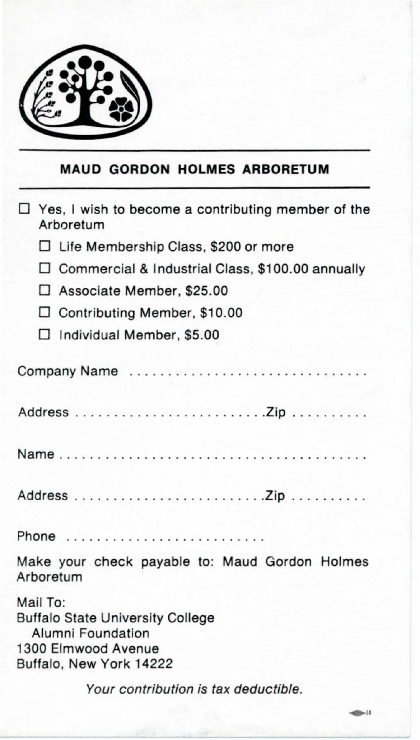## MAUD GORDON HOLMES ARBORETUM

☐ Yes, I wish to become a contributing member of the Arboretum

- ☐ Life Membership Class, $200 or more
- ☐ Commercial & Industrial Class, $100.00 annually
- ☐ Associate Member, $25.00
- ☐ Contributing Member, $10.00
- ☐ Individual Member, $5.00

Company Name ..............................

Address ........................ Zip ..........

Name ...........................................

Address ........................ Zip ..........

Phone ........................

Make your check payable to: Maud Gordon Holmes Arboretum

Mail To:
Buffalo State University College
Alumni Foundation
1300 Elmwood Avenue
Buffalo, New York 14222

*Your contribution is tax deductible.*